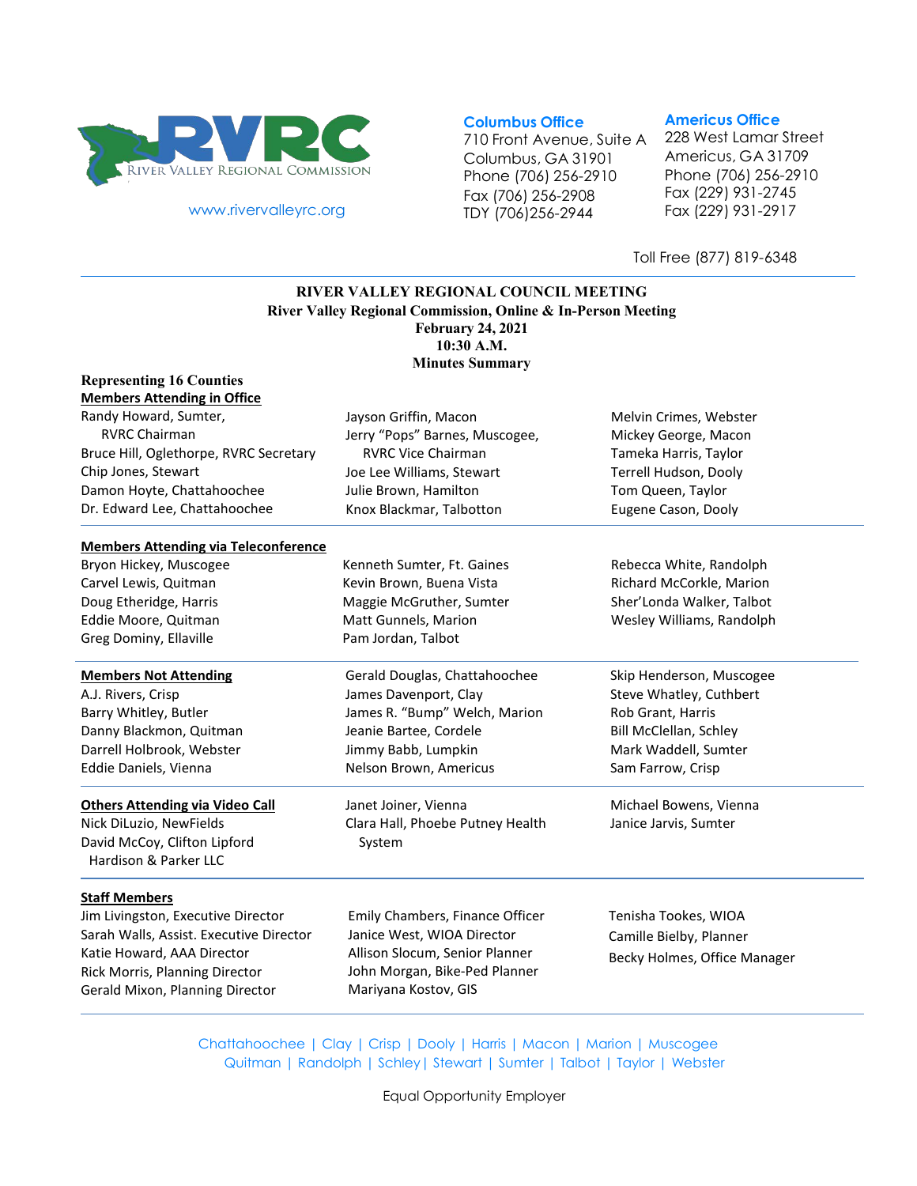RVRC
RIVER VALLEY REGIONAL COMMISSION

www.rivervalleyrc.org

**Columbus Office**
710 Front Avenue, Suite A
Columbus, GA 31901
Phone (706) 256-2910
Fax (706) 256-2908
TDY (706)256-2944

**Americus Office**
228 West Lamar Street
Americus, GA 31709
Phone (706) 256-2910
Fax (229) 931-2745
Fax (229) 931-2917

Toll Free (877) 819-6348

---

**RIVER VALLEY REGIONAL COUNCIL MEETING**
**River Valley Regional Commission, Online & In-Person Meeting**
**February 24, 2021**
**10:30 A.M.**
**Minutes Summary**

**Representing 16 Counties**

**Members Attending in Office**

Randy Howard, Sumter, RVRC Chairman
Bruce Hill, Oglethorpe, RVRC Secretary
Chip Jones, Stewart
Damon Hoyte, Chattahoochee
Dr. Edward Lee, Chattahoochee
Jayson Griffin, Macon
Jerry "Pops" Barnes, Muscogee, RVRC Vice Chairman
Joe Lee Williams, Stewart
Julie Brown, Hamilton
Knox Blackmar, Talbotton
Melvin Crimes, Webster
Mickey George, Macon
Tameka Harris, Taylor
Terrell Hudson, Dooly
Tom Queen, Taylor
Eugene Cason, Dooly

**Members Attending via Teleconference**

Bryon Hickey, Muscogee
Carvel Lewis, Quitman
Doug Etheridge, Harris
Eddie Moore, Quitman
Greg Dominy, Ellaville
Kenneth Sumter, Ft. Gaines
Kevin Brown, Buena Vista
Maggie McGruther, Sumter
Matt Gunnels, Marion
Pam Jordan, Talbot
Rebecca White, Randolph
Richard McCorkle, Marion
Sher'Londa Walker, Talbot
Wesley Williams, Randolph

**Members Not Attending**

A.J. Rivers, Crisp
Barry Whitley, Butler
Danny Blackmon, Quitman
Darrell Holbrook, Webster
Eddie Daniels, Vienna
Gerald Douglas, Chattahoochee
James Davenport, Clay
James R. "Bump" Welch, Marion
Jeanie Bartee, Cordele
Jimmy Babb, Lumpkin
Nelson Brown, Americus
Skip Henderson, Muscogee
Steve Whatley, Cuthbert
Rob Grant, Harris
Bill McClellan, Schley
Mark Waddell, Sumter
Sam Farrow, Crisp

**Others Attending via Video Call**

Nick DiLuzio, NewFields
David McCoy, Clifton Lipford Hardison & Parker LLC
Janet Joiner, Vienna
Clara Hall, Phoebe Putney Health System
Michael Bowens, Vienna
Janice Jarvis, Sumter

**Staff Members**

Jim Livingston, Executive Director
Sarah Walls, Assist. Executive Director
Katie Howard, AAA Director
Rick Morris, Planning Director
Gerald Mixon, Planning Director
Emily Chambers, Finance Officer
Janice West, WIOA Director
Allison Slocum, Senior Planner
John Morgan, Bike-Ped Planner
Mariyana Kostov, GIS
Tenisha Tookes, WIOA
Camille Bielby, Planner
Becky Holmes, Office Manager

Chattahoochee | Clay | Crisp | Dooly | Harris | Macon | Marion | Muscogee
Quitman | Randolph | Schley | Stewart | Sumter | Talbot | Taylor | Webster

Equal Opportunity Employer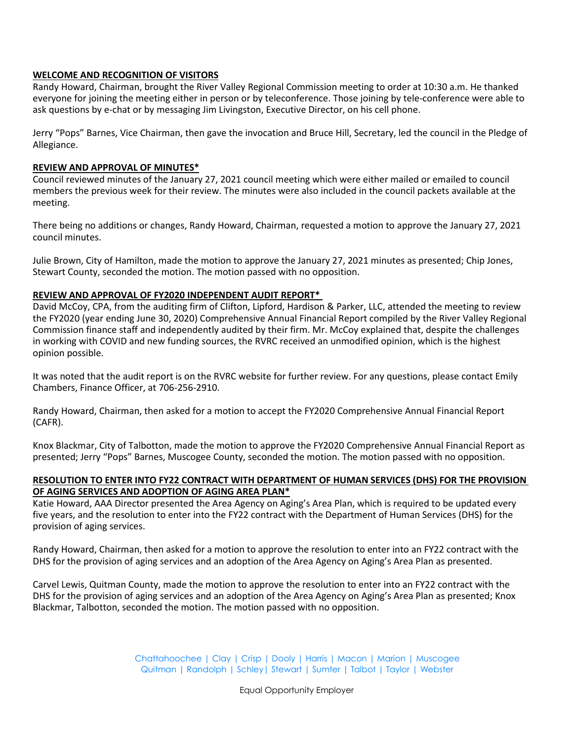**WELCOME AND RECOGNITION OF VISITORS**

Randy Howard, Chairman, brought the River Valley Regional Commission meeting to order at 10:30 a.m. He thanked everyone for joining the meeting either in person or by teleconference. Those joining by tele-conference were able to ask questions by e-chat or by messaging Jim Livingston, Executive Director, on his cell phone.

Jerry "Pops" Barnes, Vice Chairman, then gave the invocation and Bruce Hill, Secretary, led the council in the Pledge of Allegiance.

**REVIEW AND APPROVAL OF MINUTES***

Council reviewed minutes of the January 27, 2021 council meeting which were either mailed or emailed to council members the previous week for their review. The minutes were also included in the council packets available at the meeting.

There being no additions or changes, Randy Howard, Chairman, requested a motion to approve the January 27, 2021 council minutes.

Julie Brown, City of Hamilton, made the motion to approve the January 27, 2021 minutes as presented; Chip Jones, Stewart County, seconded the motion. The motion passed with no opposition.

**REVIEW AND APPROVAL OF FY2020 INDEPENDENT AUDIT REPORT***

David McCoy, CPA, from the auditing firm of Clifton, Lipford, Hardison & Parker, LLC, attended the meeting to review the FY2020 (year ending June 30, 2020) Comprehensive Annual Financial Report compiled by the River Valley Regional Commission finance staff and independently audited by their firm. Mr. McCoy explained that, despite the challenges in working with COVID and new funding sources, the RVRC received an unmodified opinion, which is the highest opinion possible.

It was noted that the audit report is on the RVRC website for further review. For any questions, please contact Emily Chambers, Finance Officer, at 706-256-2910.

Randy Howard, Chairman, then asked for a motion to accept the FY2020 Comprehensive Annual Financial Report (CAFR).

Knox Blackmar, City of Talbotton, made the motion to approve the FY2020 Comprehensive Annual Financial Report as presented; Jerry "Pops" Barnes, Muscogee County, seconded the motion. The motion passed with no opposition.

**RESOLUTION TO ENTER INTO FY22 CONTRACT WITH DEPARTMENT OF HUMAN SERVICES (DHS) FOR THE PROVISION OF AGING SERVICES AND ADOPTION OF AGING AREA PLAN***

Katie Howard, AAA Director presented the Area Agency on Aging's Area Plan, which is required to be updated every five years, and the resolution to enter into the FY22 contract with the Department of Human Services (DHS) for the provision of aging services.

Randy Howard, Chairman, then asked for a motion to approve the resolution to enter into an FY22 contract with the DHS for the provision of aging services and an adoption of the Area Agency on Aging's Area Plan as presented.

Carvel Lewis, Quitman County, made the motion to approve the resolution to enter into an FY22 contract with the DHS for the provision of aging services and an adoption of the Area Agency on Aging's Area Plan as presented; Knox Blackmar, Talbotton, seconded the motion. The motion passed with no opposition.

Chattahoochee | Clay | Crisp | Dooly | Harris | Macon | Marion | Muscogee
Quitman | Randolph | Schley | Stewart | Sumter | Talbot | Taylor | Webster

Equal Opportunity Employer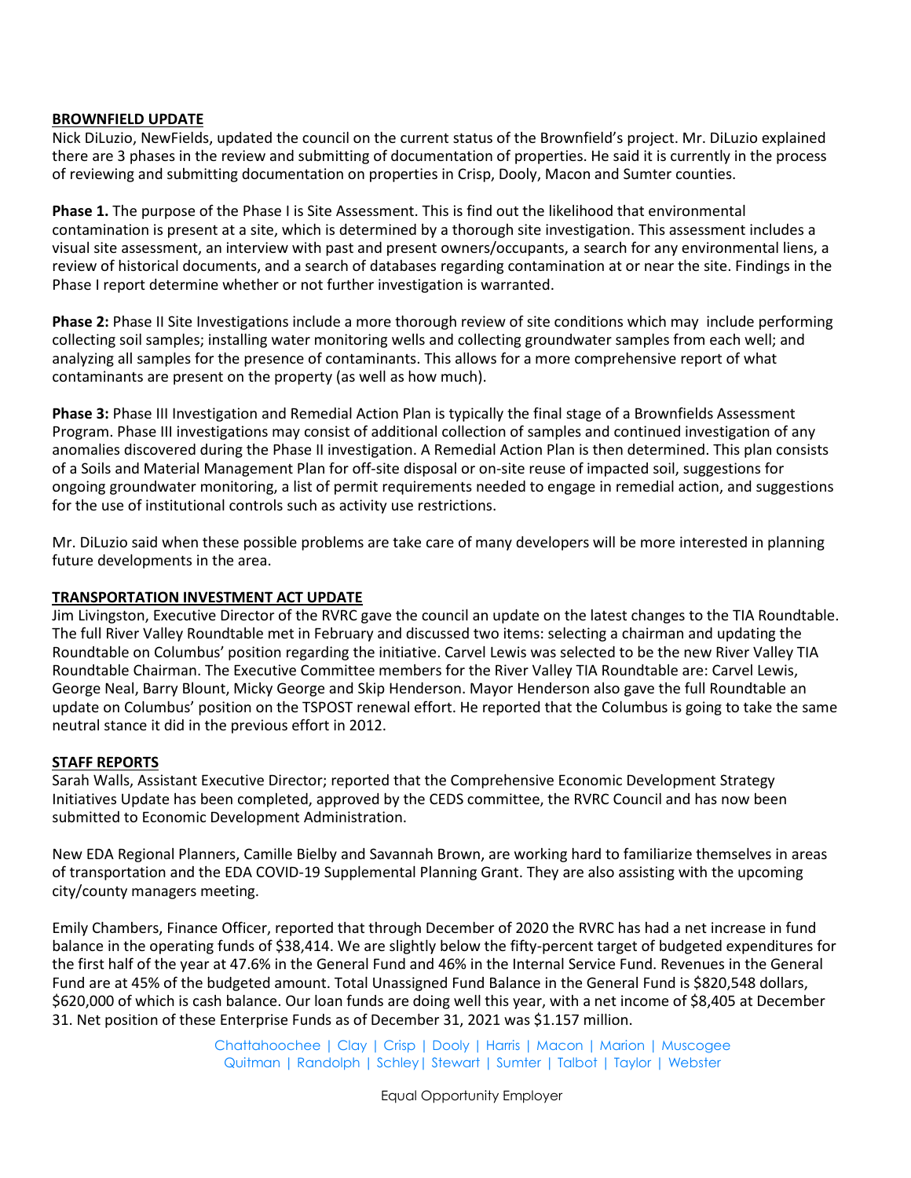**BROWNFIELD UPDATE**

Nick DiLuzio, NewFields, updated the council on the current status of the Brownfield's project. Mr. DiLuzio explained there are 3 phases in the review and submitting of documentation of properties. He said it is currently in the process of reviewing and submitting documentation on properties in Crisp, Dooly, Macon and Sumter counties.

**Phase 1.** The purpose of the Phase I is Site Assessment. This is find out the likelihood that environmental contamination is present at a site, which is determined by a thorough site investigation. This assessment includes a visual site assessment, an interview with past and present owners/occupants, a search for any environmental liens, a review of historical documents, and a search of databases regarding contamination at or near the site. Findings in the Phase I report determine whether or not further investigation is warranted.

**Phase 2:** Phase II Site Investigations include a more thorough review of site conditions which may include performing collecting soil samples; installing water monitoring wells and collecting groundwater samples from each well; and analyzing all samples for the presence of contaminants. This allows for a more comprehensive report of what contaminants are present on the property (as well as how much).

**Phase 3:** Phase III Investigation and Remedial Action Plan is typically the final stage of a Brownfields Assessment Program. Phase III investigations may consist of additional collection of samples and continued investigation of any anomalies discovered during the Phase II investigation. A Remedial Action Plan is then determined. This plan consists of a Soils and Material Management Plan for off-site disposal or on-site reuse of impacted soil, suggestions for ongoing groundwater monitoring, a list of permit requirements needed to engage in remedial action, and suggestions for the use of institutional controls such as activity use restrictions.

Mr. DiLuzio said when these possible problems are take care of many developers will be more interested in planning future developments in the area.

**TRANSPORTATION INVESTMENT ACT UPDATE**

Jim Livingston, Executive Director of the RVRC gave the council an update on the latest changes to the TIA Roundtable. The full River Valley Roundtable met in February and discussed two items: selecting a chairman and updating the Roundtable on Columbus' position regarding the initiative. Carvel Lewis was selected to be the new River Valley TIA Roundtable Chairman. The Executive Committee members for the River Valley TIA Roundtable are: Carvel Lewis, George Neal, Barry Blount, Micky George and Skip Henderson. Mayor Henderson also gave the full Roundtable an update on Columbus' position on the TSPOST renewal effort. He reported that the Columbus is going to take the same neutral stance it did in the previous effort in 2012.

**STAFF REPORTS**

Sarah Walls, Assistant Executive Director; reported that the Comprehensive Economic Development Strategy Initiatives Update has been completed, approved by the CEDS committee, the RVRC Council and has now been submitted to Economic Development Administration.

New EDA Regional Planners, Camille Bielby and Savannah Brown, are working hard to familiarize themselves in areas of transportation and the EDA COVID-19 Supplemental Planning Grant. They are also assisting with the upcoming city/county managers meeting.

Emily Chambers, Finance Officer, reported that through December of 2020 the RVRC has had a net increase in fund balance in the operating funds of $38,414. We are slightly below the fifty-percent target of budgeted expenditures for the first half of the year at 47.6% in the General Fund and 46% in the Internal Service Fund. Revenues in the General Fund are at 45% of the budgeted amount. Total Unassigned Fund Balance in the General Fund is $820,548 dollars, $620,000 of which is cash balance. Our loan funds are doing well this year, with a net income of $8,405 at December 31. Net position of these Enterprise Funds as of December 31, 2021 was $1.157 million.

Chattahoochee | Clay | Crisp | Dooly | Harris | Macon | Marion | Muscogee
Quitman | Randolph | Schley | Stewart | Sumter | Talbot | Taylor | Webster

Equal Opportunity Employer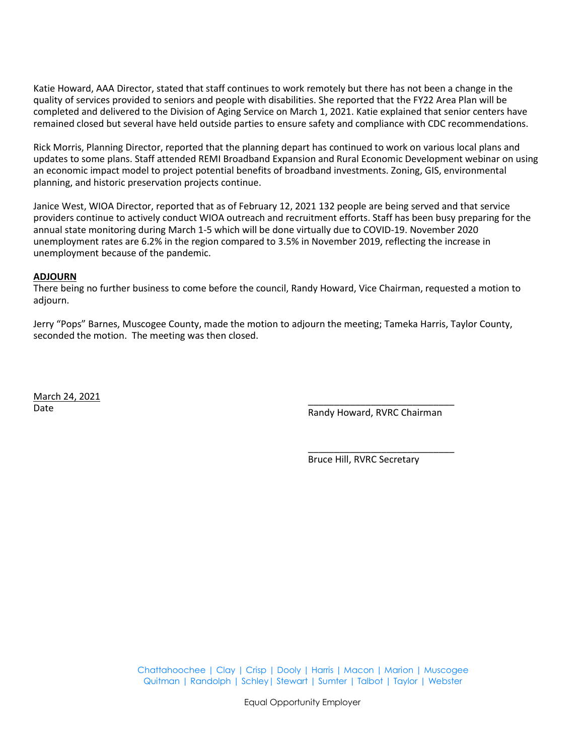Katie Howard, AAA Director, stated that staff continues to work remotely but there has not been a change in the quality of services provided to seniors and people with disabilities. She reported that the FY22 Area Plan will be completed and delivered to the Division of Aging Service on March 1, 2021. Katie explained that senior centers have remained closed but several have held outside parties to ensure safety and compliance with CDC recommendations.

Rick Morris, Planning Director, reported that the planning depart has continued to work on various local plans and updates to some plans. Staff attended REMI Broadband Expansion and Rural Economic Development webinar on using an economic impact model to project potential benefits of broadband investments. Zoning, GIS, environmental planning, and historic preservation projects continue.

Janice West, WIOA Director, reported that as of February 12, 2021 132 people are being served and that service providers continue to actively conduct WIOA outreach and recruitment efforts. Staff has been busy preparing for the annual state monitoring during March 1-5 which will be done virtually due to COVID-19. November 2020 unemployment rates are 6.2% in the region compared to 3.5% in November 2019, reflecting the increase in unemployment because of the pandemic.

**ADJOURN**

There being no further business to come before the council, Randy Howard, Vice Chairman, requested a motion to adjourn.

Jerry "Pops" Barnes, Muscogee County, made the motion to adjourn the meeting; Tameka Harris, Taylor County, seconded the motion. The meeting was then closed.

March 24, 2021
Date

\_\_\_\_\_\_\_\_\_\_\_\_\_\_\_\_\_\_\_\_\_\_\_\_\_\_\_\_\_\_
Randy Howard, RVRC Chairman

\_\_\_\_\_\_\_\_\_\_\_\_\_\_\_\_\_\_\_\_\_\_\_\_\_\_\_\_\_\_
Bruce Hill, RVRC Secretary

Chattahoochee | Clay | Crisp | Dooly | Harris | Macon | Marion | Muscogee
Quitman | Randolph | Schley | Stewart | Sumter | Talbot | Taylor | Webster

Equal Opportunity Employer